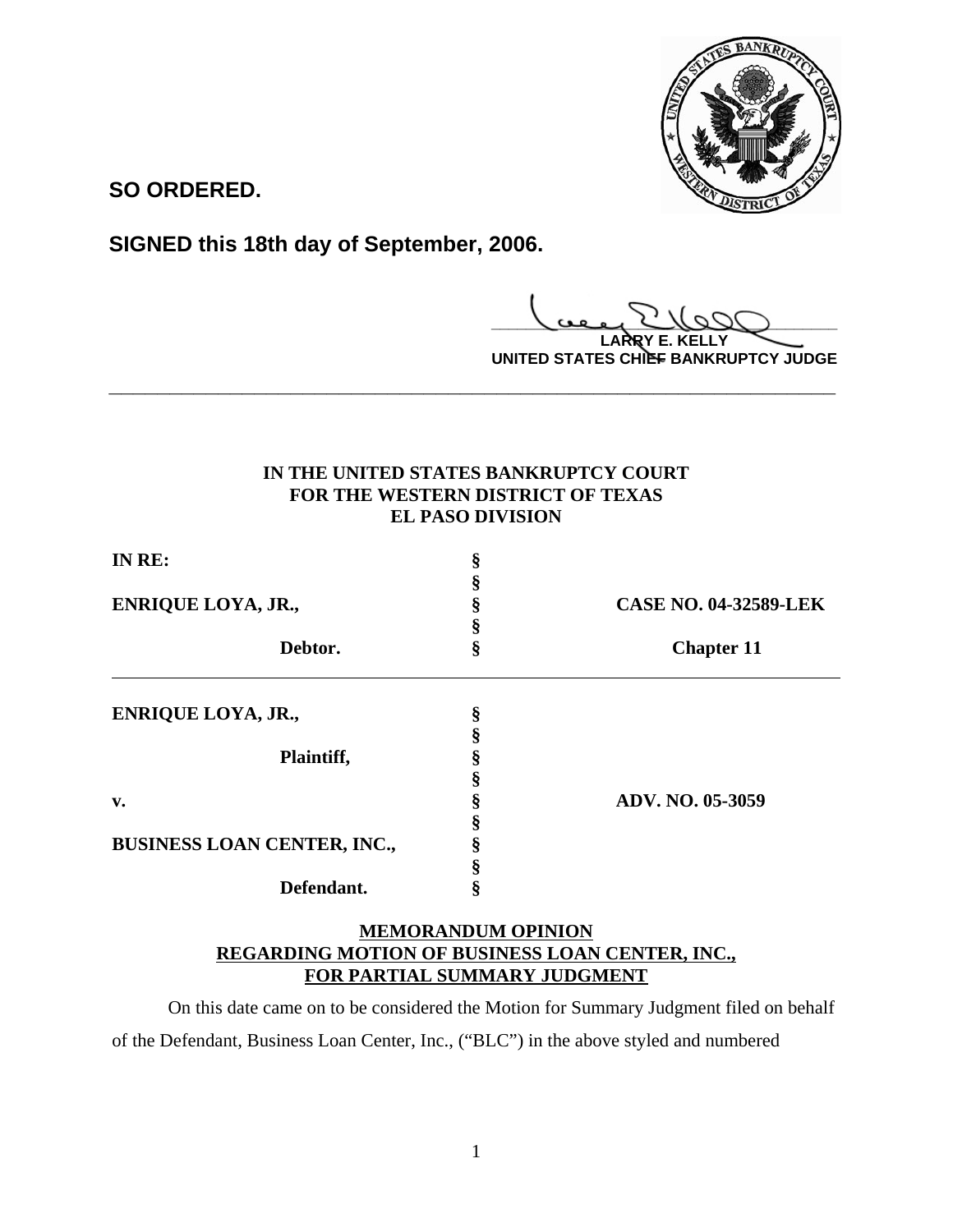**SO ORDERED.**

**SIGNED this 18th day of September, 2006.**

**LARRY E. KELLY**
**UNITED STATES CHIEF BANKRUPTCY JUDGE**

---

**IN THE UNITED STATES BANKRUPTCY COURT**
**FOR THE WESTERN DISTRICT OF TEXAS**
**EL PASO DIVISION**

| | | |
|---|---|---|
| **IN RE:** | § | |
| | § | |
| **ENRIQUE LOYA, JR.,** | § | **CASE NO. 04-32589-LEK** |
| | § | |
| **Debtor.** | § | **Chapter 11** |

| | | |
|---|---|---|
| **ENRIQUE LOYA, JR.,** | § | |
| | § | |
| **Plaintiff,** | § | |
| | § | |
| **v.** | § | **ADV. NO. 05-3059** |
| | § | |
| **BUSINESS LOAN CENTER, INC.,** | § | |
| | § | |
| **Defendant.** | § | |

**MEMORANDUM OPINION**
**REGARDING MOTION OF BUSINESS LOAN CENTER, INC.,**
**FOR PARTIAL SUMMARY JUDGMENT**

On this date came on to be considered the Motion for Summary Judgment filed on behalf of the Defendant, Business Loan Center, Inc., ("BLC") in the above styled and numbered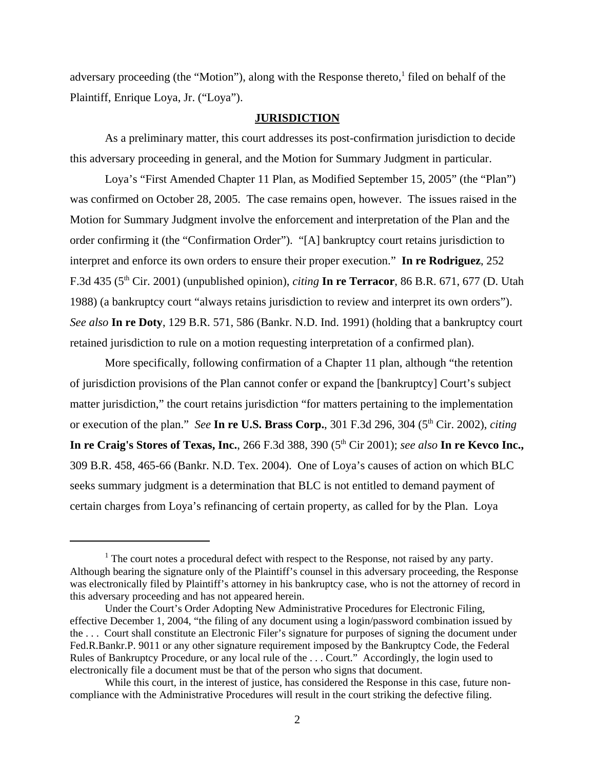adversary proceeding (the "Motion"), along with the Response thereto,[1] filed on behalf of the Plaintiff, Enrique Loya, Jr. ("Loya").

## JURISDICTION

As a preliminary matter, this court addresses its post-confirmation jurisdiction to decide this adversary proceeding in general, and the Motion for Summary Judgment in particular.

Loya's "First Amended Chapter 11 Plan, as Modified September 15, 2005" (the "Plan") was confirmed on October 28, 2005. The case remains open, however. The issues raised in the Motion for Summary Judgment involve the enforcement and interpretation of the Plan and the order confirming it (the "Confirmation Order"). "[A] bankruptcy court retains jurisdiction to interpret and enforce its own orders to ensure their proper execution." **In re Rodriguez**, 252 F.3d 435 (5th Cir. 2001) (unpublished opinion), *citing* **In re Terracor**, 86 B.R. 671, 677 (D. Utah 1988) (a bankruptcy court "always retains jurisdiction to review and interpret its own orders"). *See also* **In re Doty**, 129 B.R. 571, 586 (Bankr. N.D. Ind. 1991) (holding that a bankruptcy court retained jurisdiction to rule on a motion requesting interpretation of a confirmed plan).

More specifically, following confirmation of a Chapter 11 plan, although "the retention of jurisdiction provisions of the Plan cannot confer or expand the [bankruptcy] Court's subject matter jurisdiction," the court retains jurisdiction "for matters pertaining to the implementation or execution of the plan." *See* **In re U.S. Brass Corp.**, 301 F.3d 296, 304 (5th Cir. 2002), *citing* **In re Craig's Stores of Texas, Inc.**, 266 F.3d 388, 390 (5th Cir 2001); *see also* **In re Kevco Inc.,** 309 B.R. 458, 465-66 (Bankr. N.D. Tex. 2004). One of Loya's causes of action on which BLC seeks summary judgment is a determination that BLC is not entitled to demand payment of certain charges from Loya's refinancing of certain property, as called for by the Plan. Loya

---

[1] The court notes a procedural defect with respect to the Response, not raised by any party. Although bearing the signature only of the Plaintiff's counsel in this adversary proceeding, the Response was electronically filed by Plaintiff's attorney in his bankruptcy case, who is not the attorney of record in this adversary proceeding and has not appeared herein.

Under the Court's Order Adopting New Administrative Procedures for Electronic Filing, effective December 1, 2004, "the filing of any document using a login/password combination issued by the . . . Court shall constitute an Electronic Filer's signature for purposes of signing the document under Fed.R.Bankr.P. 9011 or any other signature requirement imposed by the Bankruptcy Code, the Federal Rules of Bankruptcy Procedure, or any local rule of the . . . Court." Accordingly, the login used to electronically file a document must be that of the person who signs that document.

While this court, in the interest of justice, has considered the Response in this case, future non-compliance with the Administrative Procedures will result in the court striking the defective filing.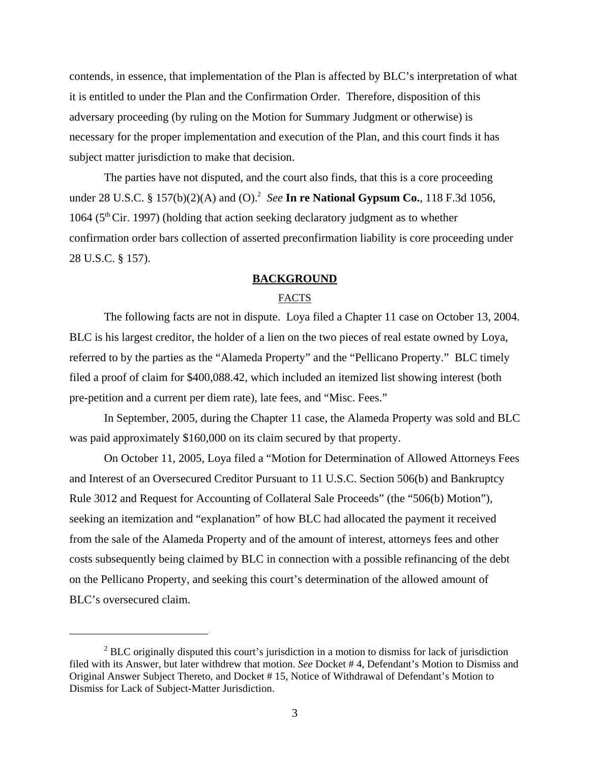contends, in essence, that implementation of the Plan is affected by BLC's interpretation of what it is entitled to under the Plan and the Confirmation Order. Therefore, disposition of this adversary proceeding (by ruling on the Motion for Summary Judgment or otherwise) is necessary for the proper implementation and execution of the Plan, and this court finds it has subject matter jurisdiction to make that decision.

The parties have not disputed, and the court also finds, that this is a core proceeding under 28 U.S.C. § 157(b)(2)(A) and (O).[2] *See* **In re National Gypsum Co.**, 118 F.3d 1056, 1064 (5th Cir. 1997) (holding that action seeking declaratory judgment as to whether confirmation order bars collection of asserted preconfirmation liability is core proceeding under 28 U.S.C. § 157).

## BACKGROUND

### FACTS

The following facts are not in dispute. Loya filed a Chapter 11 case on October 13, 2004. BLC is his largest creditor, the holder of a lien on the two pieces of real estate owned by Loya, referred to by the parties as the "Alameda Property" and the "Pellicano Property." BLC timely filed a proof of claim for $400,088.42, which included an itemized list showing interest (both pre-petition and a current per diem rate), late fees, and "Misc. Fees."

In September, 2005, during the Chapter 11 case, the Alameda Property was sold and BLC was paid approximately $160,000 on its claim secured by that property.

On October 11, 2005, Loya filed a "Motion for Determination of Allowed Attorneys Fees and Interest of an Oversecured Creditor Pursuant to 11 U.S.C. Section 506(b) and Bankruptcy Rule 3012 and Request for Accounting of Collateral Sale Proceeds" (the "506(b) Motion"), seeking an itemization and "explanation" of how BLC had allocated the payment it received from the sale of the Alameda Property and of the amount of interest, attorneys fees and other costs subsequently being claimed by BLC in connection with a possible refinancing of the debt on the Pellicano Property, and seeking this court's determination of the allowed amount of BLC's oversecured claim.

---

[2] BLC originally disputed this court's jurisdiction in a motion to dismiss for lack of jurisdiction filed with its Answer, but later withdrew that motion. *See* Docket # 4, Defendant's Motion to Dismiss and Original Answer Subject Thereto, and Docket # 15, Notice of Withdrawal of Defendant's Motion to Dismiss for Lack of Subject-Matter Jurisdiction.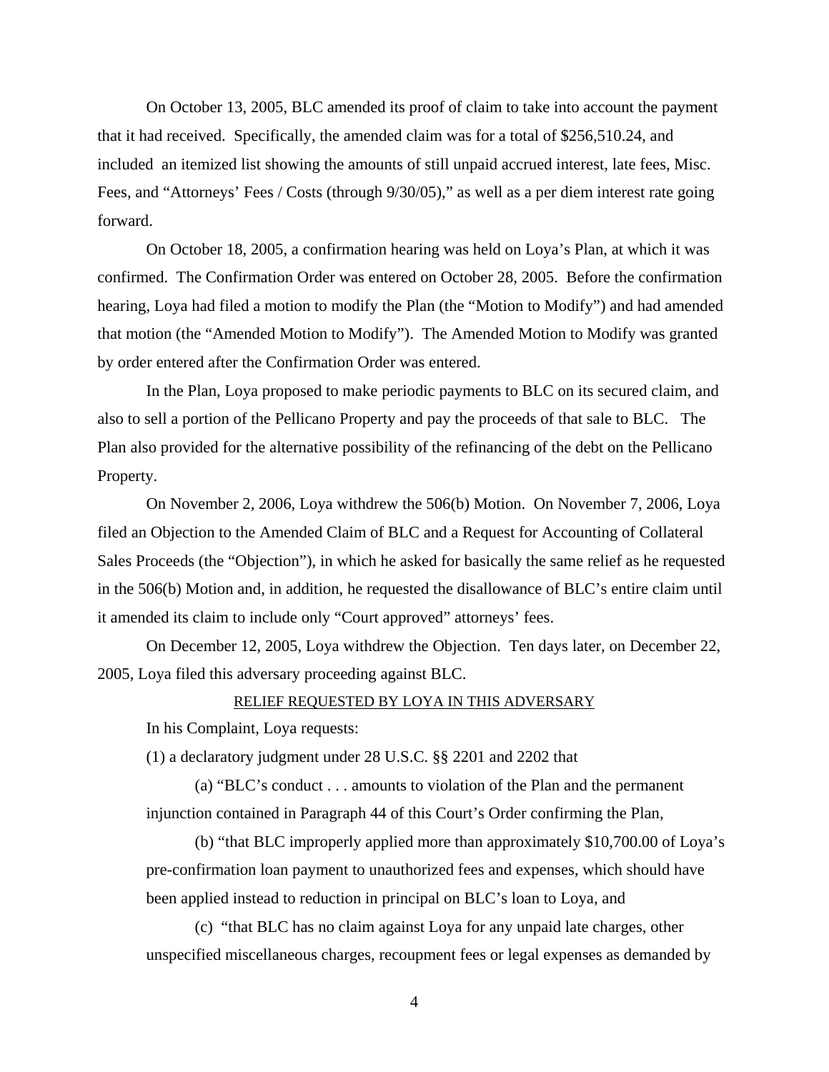On October 13, 2005, BLC amended its proof of claim to take into account the payment that it had received. Specifically, the amended claim was for a total of $256,510.24, and included an itemized list showing the amounts of still unpaid accrued interest, late fees, Misc. Fees, and "Attorneys' Fees / Costs (through 9/30/05)," as well as a per diem interest rate going forward.

On October 18, 2005, a confirmation hearing was held on Loya's Plan, at which it was confirmed. The Confirmation Order was entered on October 28, 2005. Before the confirmation hearing, Loya had filed a motion to modify the Plan (the "Motion to Modify") and had amended that motion (the "Amended Motion to Modify"). The Amended Motion to Modify was granted by order entered after the Confirmation Order was entered.

In the Plan, Loya proposed to make periodic payments to BLC on its secured claim, and also to sell a portion of the Pellicano Property and pay the proceeds of that sale to BLC. The Plan also provided for the alternative possibility of the refinancing of the debt on the Pellicano Property.

On November 2, 2006, Loya withdrew the 506(b) Motion. On November 7, 2006, Loya filed an Objection to the Amended Claim of BLC and a Request for Accounting of Collateral Sales Proceeds (the "Objection"), in which he asked for basically the same relief as he requested in the 506(b) Motion and, in addition, he requested the disallowance of BLC's entire claim until it amended its claim to include only "Court approved" attorneys' fees.

On December 12, 2005, Loya withdrew the Objection. Ten days later, on December 22, 2005, Loya filed this adversary proceeding against BLC.

<u>RELIEF REQUESTED BY LOYA IN THIS ADVERSARY</u>

In his Complaint, Loya requests:

(1) a declaratory judgment under 28 U.S.C. §§ 2201 and 2202 that

(a) "BLC's conduct . . . amounts to violation of the Plan and the permanent injunction contained in Paragraph 44 of this Court's Order confirming the Plan,

(b) "that BLC improperly applied more than approximately $10,700.00 of Loya's pre-confirmation loan payment to unauthorized fees and expenses, which should have been applied instead to reduction in principal on BLC's loan to Loya, and

(c) "that BLC has no claim against Loya for any unpaid late charges, other unspecified miscellaneous charges, recoupment fees or legal expenses as demanded by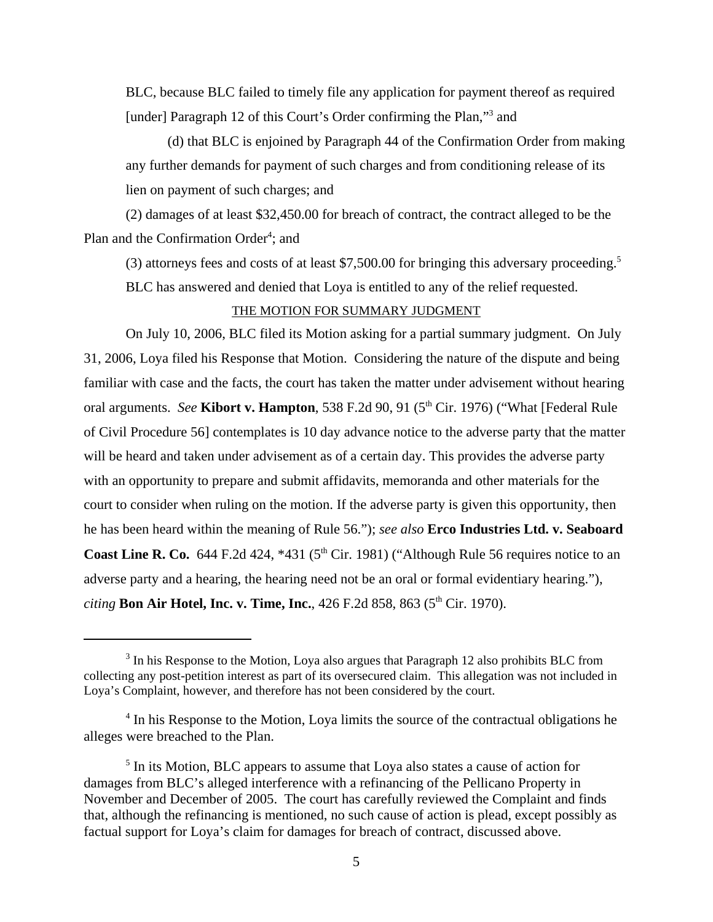BLC, because BLC failed to timely file any application for payment thereof as required [under] Paragraph 12 of this Court's Order confirming the Plan,"[3] and

(d) that BLC is enjoined by Paragraph 44 of the Confirmation Order from making any further demands for payment of such charges and from conditioning release of its lien on payment of such charges; and

(2) damages of at least $32,450.00 for breach of contract, the contract alleged to be the Plan and the Confirmation Order[4]; and

(3) attorneys fees and costs of at least $7,500.00 for bringing this adversary proceeding.[5]

BLC has answered and denied that Loya is entitled to any of the relief requested.

THE MOTION FOR SUMMARY JUDGMENT

On July 10, 2006, BLC filed its Motion asking for a partial summary judgment. On July 31, 2006, Loya filed his Response that Motion. Considering the nature of the dispute and being familiar with case and the facts, the court has taken the matter under advisement without hearing oral arguments. *See* **Kibort v. Hampton**, 538 F.2d 90, 91 (5th Cir. 1976) ("What [Federal Rule of Civil Procedure 56] contemplates is 10 day advance notice to the adverse party that the matter will be heard and taken under advisement as of a certain day. This provides the adverse party with an opportunity to prepare and submit affidavits, memoranda and other materials for the court to consider when ruling on the motion. If the adverse party is given this opportunity, then he has been heard within the meaning of Rule 56."); *see also* **Erco Industries Ltd. v. Seaboard Coast Line R. Co.** 644 F.2d 424, *431 (5th Cir. 1981) ("Although Rule 56 requires notice to an adverse party and a hearing, the hearing need not be an oral or formal evidentiary hearing."), *citing* **Bon Air Hotel, Inc. v. Time, Inc.**, 426 F.2d 858, 863 (5th Cir. 1970).

---

[3] In his Response to the Motion, Loya also argues that Paragraph 12 also prohibits BLC from collecting any post-petition interest as part of its oversecured claim. This allegation was not included in Loya's Complaint, however, and therefore has not been considered by the court.

[4] In his Response to the Motion, Loya limits the source of the contractual obligations he alleges were breached to the Plan.

[5] In its Motion, BLC appears to assume that Loya also states a cause of action for damages from BLC's alleged interference with a refinancing of the Pellicano Property in November and December of 2005. The court has carefully reviewed the Complaint and finds that, although the refinancing is mentioned, no such cause of action is plead, except possibly as factual support for Loya's claim for damages for breach of contract, discussed above.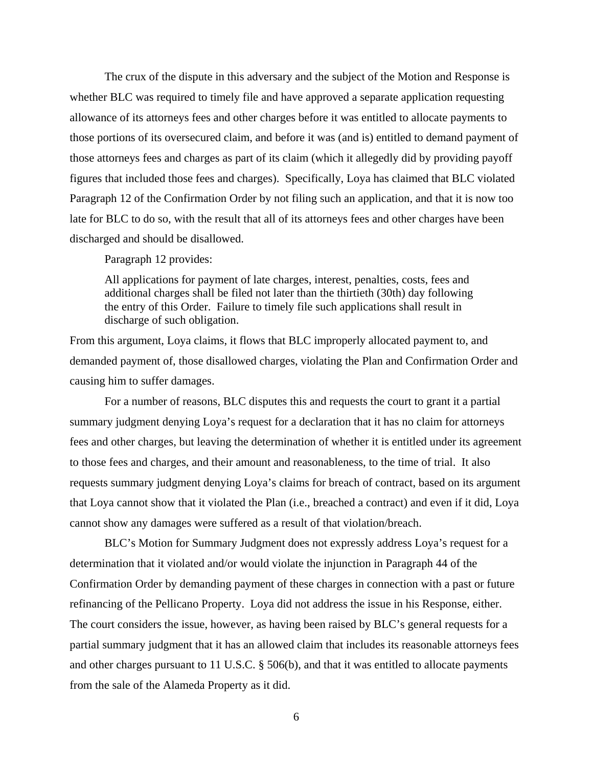The crux of the dispute in this adversary and the subject of the Motion and Response is whether BLC was required to timely file and have approved a separate application requesting allowance of its attorneys fees and other charges before it was entitled to allocate payments to those portions of its oversecured claim, and before it was (and is) entitled to demand payment of those attorneys fees and charges as part of its claim (which it allegedly did by providing payoff figures that included those fees and charges). Specifically, Loya has claimed that BLC violated Paragraph 12 of the Confirmation Order by not filing such an application, and that it is now too late for BLC to do so, with the result that all of its attorneys fees and other charges have been discharged and should be disallowed.

Paragraph 12 provides:

> All applications for payment of late charges, interest, penalties, costs, fees and additional charges shall be filed not later than the thirtieth (30th) day following the entry of this Order. Failure to timely file such applications shall result in discharge of such obligation.

From this argument, Loya claims, it flows that BLC improperly allocated payment to, and demanded payment of, those disallowed charges, violating the Plan and Confirmation Order and causing him to suffer damages.

For a number of reasons, BLC disputes this and requests the court to grant it a partial summary judgment denying Loya's request for a declaration that it has no claim for attorneys fees and other charges, but leaving the determination of whether it is entitled under its agreement to those fees and charges, and their amount and reasonableness, to the time of trial. It also requests summary judgment denying Loya's claims for breach of contract, based on its argument that Loya cannot show that it violated the Plan (i.e., breached a contract) and even if it did, Loya cannot show any damages were suffered as a result of that violation/breach.

BLC's Motion for Summary Judgment does not expressly address Loya's request for a determination that it violated and/or would violate the injunction in Paragraph 44 of the Confirmation Order by demanding payment of these charges in connection with a past or future refinancing of the Pellicano Property. Loya did not address the issue in his Response, either. The court considers the issue, however, as having been raised by BLC's general requests for a partial summary judgment that it has an allowed claim that includes its reasonable attorneys fees and other charges pursuant to 11 U.S.C. § 506(b), and that it was entitled to allocate payments from the sale of the Alameda Property as it did.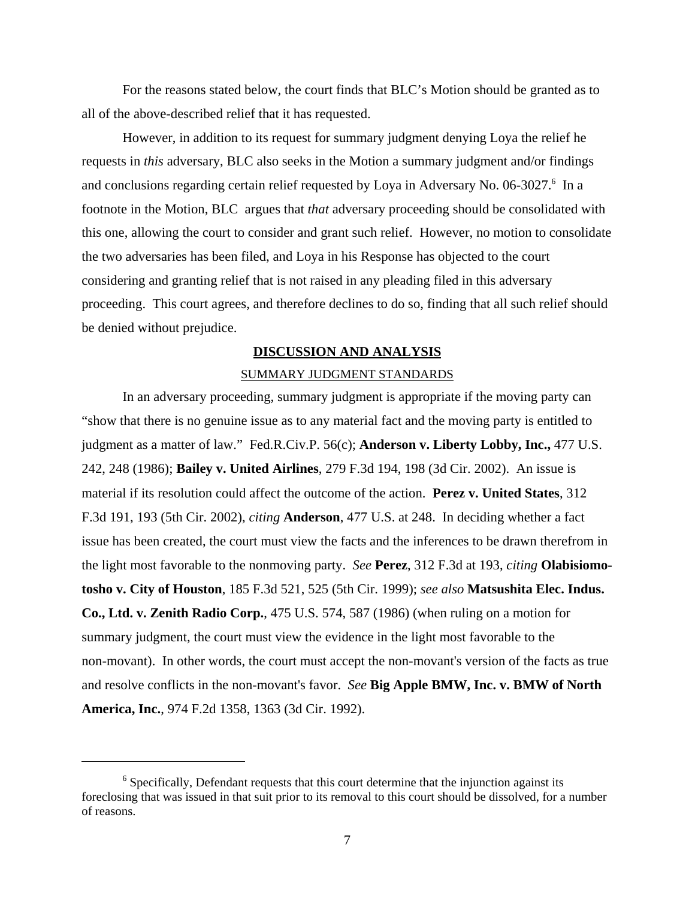For the reasons stated below, the court finds that BLC's Motion should be granted as to all of the above-described relief that it has requested.

However, in addition to its request for summary judgment denying Loya the relief he requests in *this* adversary, BLC also seeks in the Motion a summary judgment and/or findings and conclusions regarding certain relief requested by Loya in Adversary No. 06-3027.[6] In a footnote in the Motion, BLC argues that *that* adversary proceeding should be consolidated with this one, allowing the court to consider and grant such relief. However, no motion to consolidate the two adversaries has been filed, and Loya in his Response has objected to the court considering and granting relief that is not raised in any pleading filed in this adversary proceeding. This court agrees, and therefore declines to do so, finding that all such relief should be denied without prejudice.

## DISCUSSION AND ANALYSIS

### SUMMARY JUDGMENT STANDARDS

In an adversary proceeding, summary judgment is appropriate if the moving party can "show that there is no genuine issue as to any material fact and the moving party is entitled to judgment as a matter of law." Fed.R.Civ.P. 56(c); **Anderson v. Liberty Lobby, Inc.,** 477 U.S. 242, 248 (1986); **Bailey v. United Airlines**, 279 F.3d 194, 198 (3d Cir. 2002). An issue is material if its resolution could affect the outcome of the action. **Perez v. United States**, 312 F.3d 191, 193 (5th Cir. 2002), *citing* **Anderson**, 477 U.S. at 248. In deciding whether a fact issue has been created, the court must view the facts and the inferences to be drawn therefrom in the light most favorable to the nonmoving party. *See* **Perez**, 312 F.3d at 193, *citing* **Olabisiomotosho v. City of Houston**, 185 F.3d 521, 525 (5th Cir. 1999); *see also* **Matsushita Elec. Indus. Co., Ltd. v. Zenith Radio Corp.**, 475 U.S. 574, 587 (1986) (when ruling on a motion for summary judgment, the court must view the evidence in the light most favorable to the non-movant). In other words, the court must accept the non-movant's version of the facts as true and resolve conflicts in the non-movant's favor. *See* **Big Apple BMW, Inc. v. BMW of North America, Inc.**, 974 F.2d 1358, 1363 (3d Cir. 1992).

---

[6] Specifically, Defendant requests that this court determine that the injunction against its foreclosing that was issued in that suit prior to its removal to this court should be dissolved, for a number of reasons.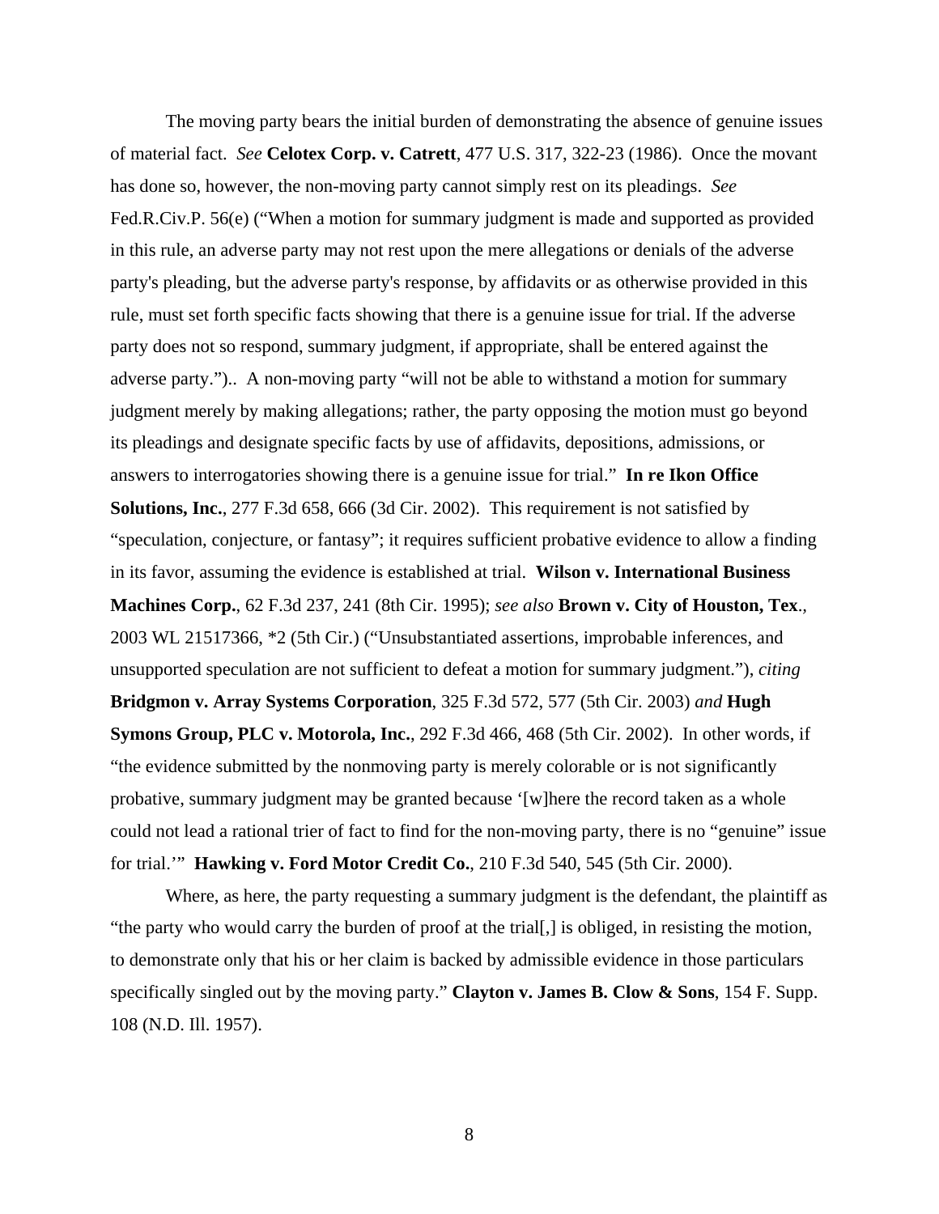The moving party bears the initial burden of demonstrating the absence of genuine issues of material fact. *See* **Celotex Corp. v. Catrett**, 477 U.S. 317, 322-23 (1986). Once the movant has done so, however, the non-moving party cannot simply rest on its pleadings. *See* Fed.R.Civ.P. 56(e) ("When a motion for summary judgment is made and supported as provided in this rule, an adverse party may not rest upon the mere allegations or denials of the adverse party's pleading, but the adverse party's response, by affidavits or as otherwise provided in this rule, must set forth specific facts showing that there is a genuine issue for trial. If the adverse party does not so respond, summary judgment, if appropriate, shall be entered against the adverse party.").. A non-moving party "will not be able to withstand a motion for summary judgment merely by making allegations; rather, the party opposing the motion must go beyond its pleadings and designate specific facts by use of affidavits, depositions, admissions, or answers to interrogatories showing there is a genuine issue for trial." **In re Ikon Office Solutions, Inc.**, 277 F.3d 658, 666 (3d Cir. 2002). This requirement is not satisfied by "speculation, conjecture, or fantasy"; it requires sufficient probative evidence to allow a finding in its favor, assuming the evidence is established at trial. **Wilson v. International Business Machines Corp.**, 62 F.3d 237, 241 (8th Cir. 1995); *see also* **Brown v. City of Houston, Tex**., 2003 WL 21517366, *2 (5th Cir.) ("Unsubstantiated assertions, improbable inferences, and unsupported speculation are not sufficient to defeat a motion for summary judgment."), *citing* **Bridgmon v. Array Systems Corporation**, 325 F.3d 572, 577 (5th Cir. 2003) *and* **Hugh Symons Group, PLC v. Motorola, Inc.**, 292 F.3d 466, 468 (5th Cir. 2002). In other words, if "the evidence submitted by the nonmoving party is merely colorable or is not significantly probative, summary judgment may be granted because '[w]here the record taken as a whole could not lead a rational trier of fact to find for the non-moving party, there is no "genuine" issue for trial.'" **Hawking v. Ford Motor Credit Co.**, 210 F.3d 540, 545 (5th Cir. 2000).

Where, as here, the party requesting a summary judgment is the defendant, the plaintiff as "the party who would carry the burden of proof at the trial[,] is obliged, in resisting the motion, to demonstrate only that his or her claim is backed by admissible evidence in those particulars specifically singled out by the moving party." **Clayton v. James B. Clow & Sons**, 154 F. Supp. 108 (N.D. Ill. 1957).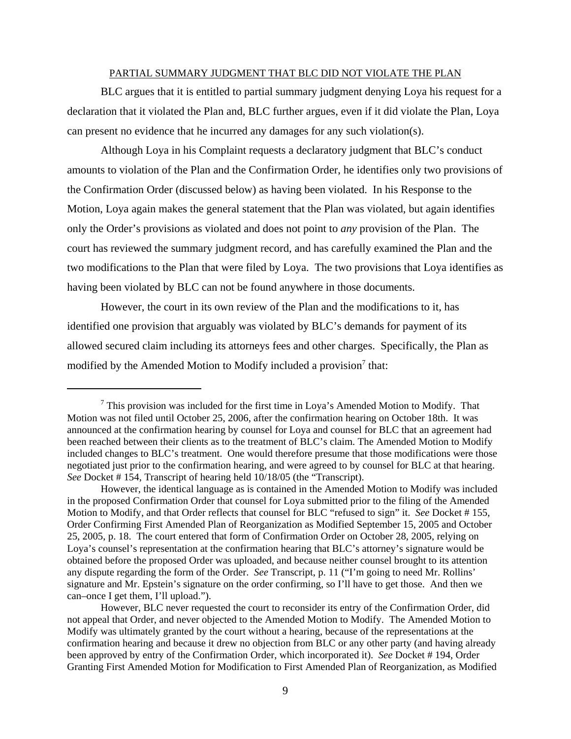PARTIAL SUMMARY JUDGMENT THAT BLC DID NOT VIOLATE THE PLAN

BLC argues that it is entitled to partial summary judgment denying Loya his request for a declaration that it violated the Plan and, BLC further argues, even if it did violate the Plan, Loya can present no evidence that he incurred any damages for any such violation(s).

Although Loya in his Complaint requests a declaratory judgment that BLC's conduct amounts to violation of the Plan and the Confirmation Order, he identifies only two provisions of the Confirmation Order (discussed below) as having been violated. In his Response to the Motion, Loya again makes the general statement that the Plan was violated, but again identifies only the Order's provisions as violated and does not point to *any* provision of the Plan. The court has reviewed the summary judgment record, and has carefully examined the Plan and the two modifications to the Plan that were filed by Loya. The two provisions that Loya identifies as having been violated by BLC can not be found anywhere in those documents.

However, the court in its own review of the Plan and the modifications to it, has identified one provision that arguably was violated by BLC's demands for payment of its allowed secured claim including its attorneys fees and other charges. Specifically, the Plan as modified by the Amended Motion to Modify included a provision[7] that:

---

[7] This provision was included for the first time in Loya's Amended Motion to Modify. That Motion was not filed until October 25, 2006, after the confirmation hearing on October 18th. It was announced at the confirmation hearing by counsel for Loya and counsel for BLC that an agreement had been reached between their clients as to the treatment of BLC's claim. The Amended Motion to Modify included changes to BLC's treatment. One would therefore presume that those modifications were those negotiated just prior to the confirmation hearing, and were agreed to by counsel for BLC at that hearing. *See* Docket # 154, Transcript of hearing held 10/18/05 (the "Transcript).

However, the identical language as is contained in the Amended Motion to Modify was included in the proposed Confirmation Order that counsel for Loya submitted prior to the filing of the Amended Motion to Modify, and that Order reflects that counsel for BLC "refused to sign" it. *See* Docket # 155, Order Confirming First Amended Plan of Reorganization as Modified September 15, 2005 and October 25, 2005, p. 18. The court entered that form of Confirmation Order on October 28, 2005, relying on Loya's counsel's representation at the confirmation hearing that BLC's attorney's signature would be obtained before the proposed Order was uploaded, and because neither counsel brought to its attention any dispute regarding the form of the Order. *See* Transcript, p. 11 ("I'm going to need Mr. Rollins' signature and Mr. Epstein's signature on the order confirming, so I'll have to get those. And then we can–once I get them, I'll upload.").

However, BLC never requested the court to reconsider its entry of the Confirmation Order, did not appeal that Order, and never objected to the Amended Motion to Modify. The Amended Motion to Modify was ultimately granted by the court without a hearing, because of the representations at the confirmation hearing and because it drew no objection from BLC or any other party (and having already been approved by entry of the Confirmation Order, which incorporated it). *See* Docket # 194, Order Granting First Amended Motion for Modification to First Amended Plan of Reorganization, as Modified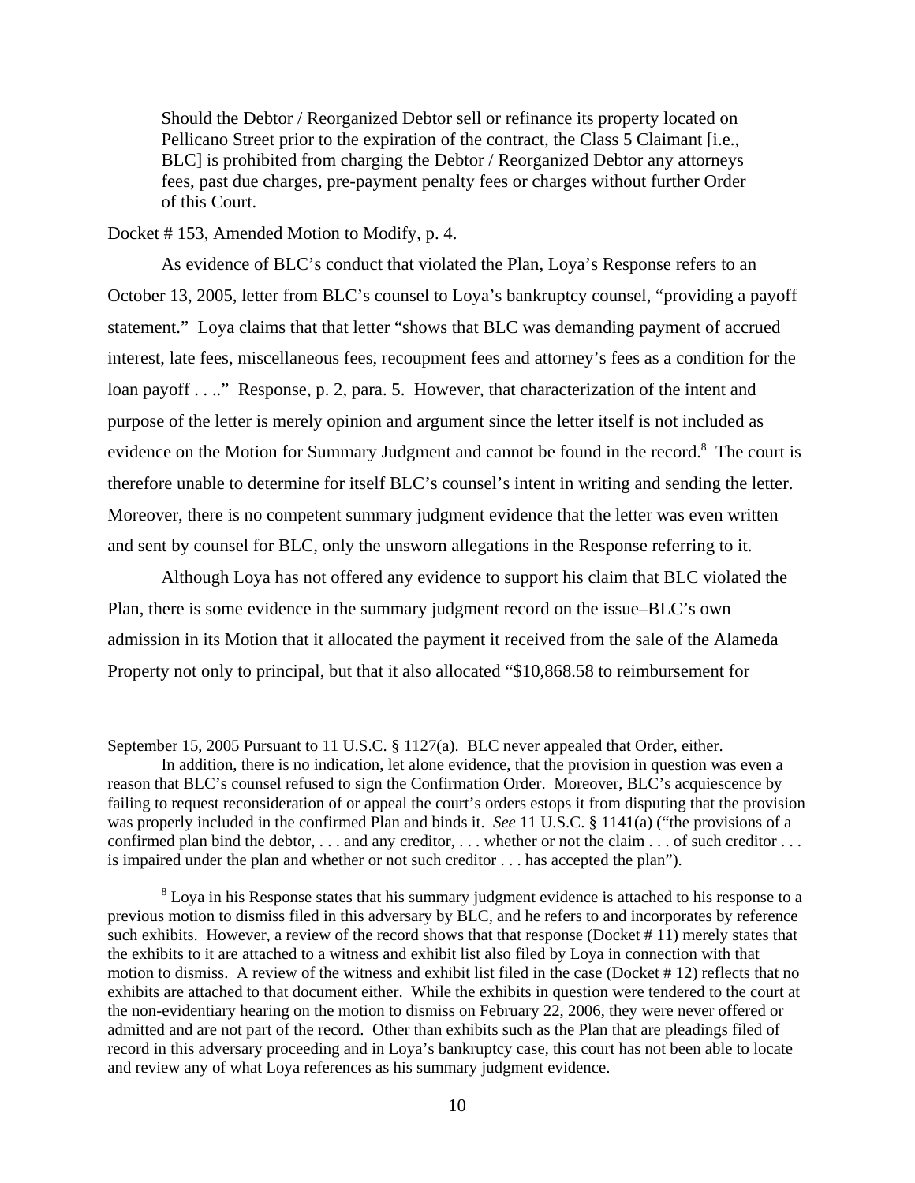> Should the Debtor / Reorganized Debtor sell or refinance its property located on Pellicano Street prior to the expiration of the contract, the Class 5 Claimant [i.e., BLC] is prohibited from charging the Debtor / Reorganized Debtor any attorneys fees, past due charges, pre-payment penalty fees or charges without further Order of this Court.

Docket # 153, Amended Motion to Modify, p. 4.

As evidence of BLC's conduct that violated the Plan, Loya's Response refers to an October 13, 2005, letter from BLC's counsel to Loya's bankruptcy counsel, "providing a payoff statement." Loya claims that that letter "shows that BLC was demanding payment of accrued interest, late fees, miscellaneous fees, recoupment fees and attorney's fees as a condition for the loan payoff . . .." Response, p. 2, para. 5. However, that characterization of the intent and purpose of the letter is merely opinion and argument since the letter itself is not included as evidence on the Motion for Summary Judgment and cannot be found in the record.[8] The court is therefore unable to determine for itself BLC's counsel's intent in writing and sending the letter. Moreover, there is no competent summary judgment evidence that the letter was even written and sent by counsel for BLC, only the unsworn allegations in the Response referring to it.

Although Loya has not offered any evidence to support his claim that BLC violated the Plan, there is some evidence in the summary judgment record on the issue–BLC's own admission in its Motion that it allocated the payment it received from the sale of the Alameda Property not only to principal, but that it also allocated "$10,868.58 to reimbursement for

---

September 15, 2005 Pursuant to 11 U.S.C. § 1127(a). BLC never appealed that Order, either.

In addition, there is no indication, let alone evidence, that the provision in question was even a reason that BLC's counsel refused to sign the Confirmation Order. Moreover, BLC's acquiescence by failing to request reconsideration of or appeal the court's orders estops it from disputing that the provision was properly included in the confirmed Plan and binds it. *See* 11 U.S.C. § 1141(a) ("the provisions of a confirmed plan bind the debtor, . . . and any creditor, . . . whether or not the claim . . . of such creditor . . . is impaired under the plan and whether or not such creditor . . . has accepted the plan").

[8] Loya in his Response states that his summary judgment evidence is attached to his response to a previous motion to dismiss filed in this adversary by BLC, and he refers to and incorporates by reference such exhibits. However, a review of the record shows that that response (Docket # 11) merely states that the exhibits to it are attached to a witness and exhibit list also filed by Loya in connection with that motion to dismiss. A review of the witness and exhibit list filed in the case (Docket # 12) reflects that no exhibits are attached to that document either. While the exhibits in question were tendered to the court at the non-evidentiary hearing on the motion to dismiss on February 22, 2006, they were never offered or admitted and are not part of the record. Other than exhibits such as the Plan that are pleadings filed of record in this adversary proceeding and in Loya's bankruptcy case, this court has not been able to locate and review any of what Loya references as his summary judgment evidence.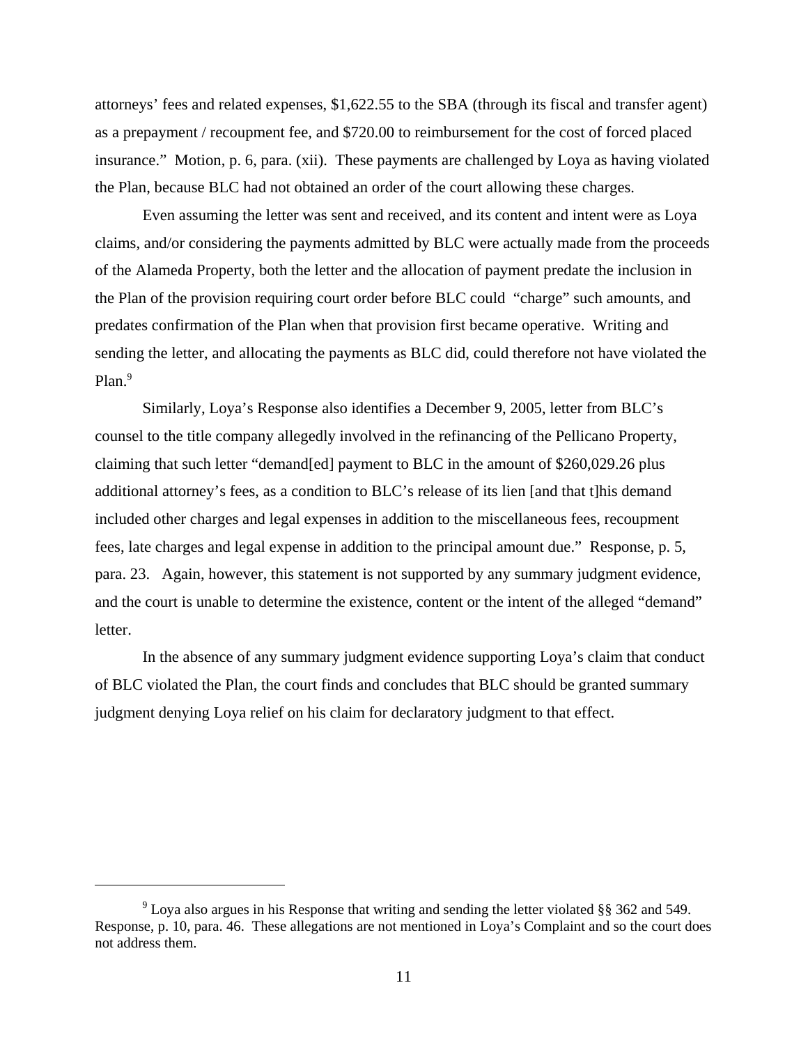attorneys' fees and related expenses, $1,622.55 to the SBA (through its fiscal and transfer agent) as a prepayment / recoupment fee, and $720.00 to reimbursement for the cost of forced placed insurance." Motion, p. 6, para. (xii). These payments are challenged by Loya as having violated the Plan, because BLC had not obtained an order of the court allowing these charges.

Even assuming the letter was sent and received, and its content and intent were as Loya claims, and/or considering the payments admitted by BLC were actually made from the proceeds of the Alameda Property, both the letter and the allocation of payment predate the inclusion in the Plan of the provision requiring court order before BLC could "charge" such amounts, and predates confirmation of the Plan when that provision first became operative. Writing and sending the letter, and allocating the payments as BLC did, could therefore not have violated the Plan.[9]

Similarly, Loya's Response also identifies a December 9, 2005, letter from BLC's counsel to the title company allegedly involved in the refinancing of the Pellicano Property, claiming that such letter "demand[ed] payment to BLC in the amount of $260,029.26 plus additional attorney's fees, as a condition to BLC's release of its lien [and that t]his demand included other charges and legal expenses in addition to the miscellaneous fees, recoupment fees, late charges and legal expense in addition to the principal amount due." Response, p. 5, para. 23. Again, however, this statement is not supported by any summary judgment evidence, and the court is unable to determine the existence, content or the intent of the alleged "demand" letter.

In the absence of any summary judgment evidence supporting Loya's claim that conduct of BLC violated the Plan, the court finds and concludes that BLC should be granted summary judgment denying Loya relief on his claim for declaratory judgment to that effect.

---

[9] Loya also argues in his Response that writing and sending the letter violated §§ 362 and 549. Response, p. 10, para. 46. These allegations are not mentioned in Loya's Complaint and so the court does not address them.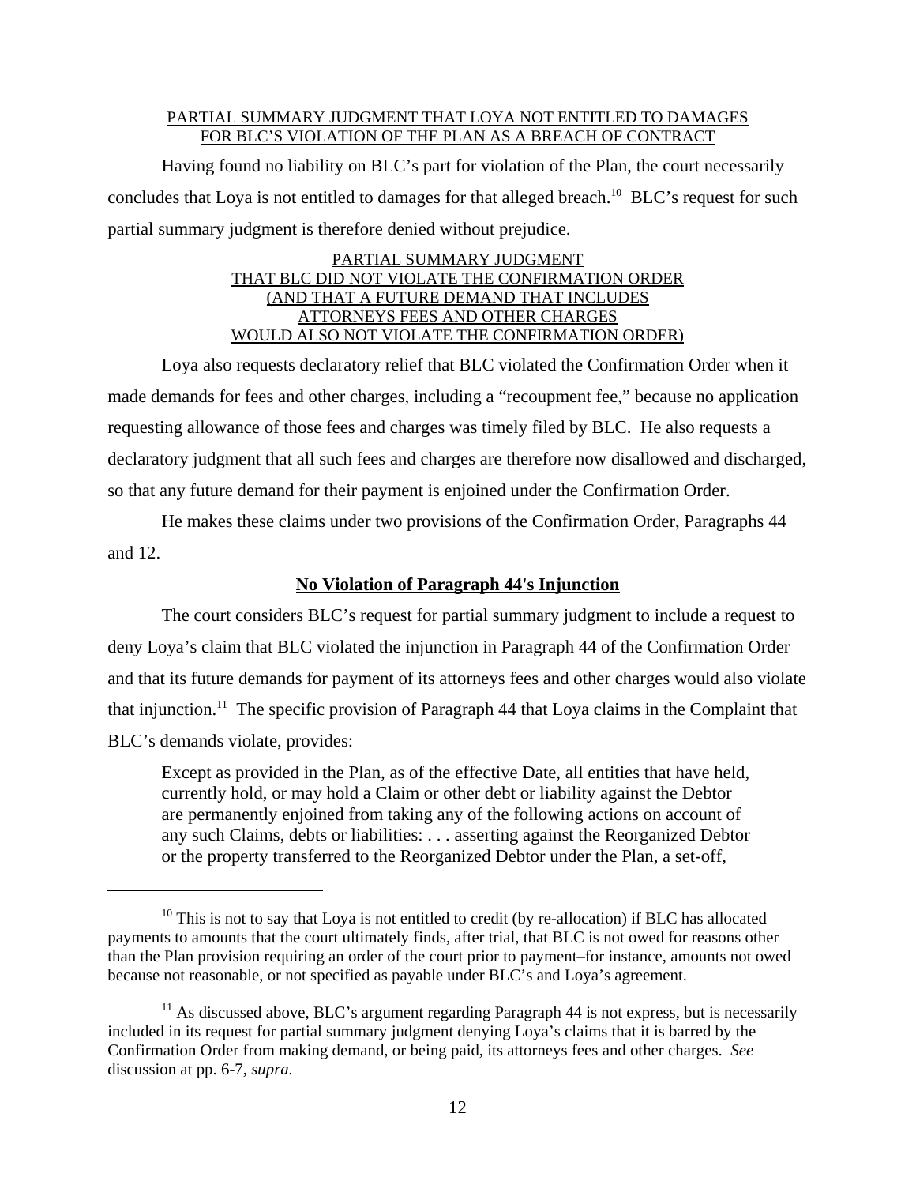PARTIAL SUMMARY JUDGMENT THAT LOYA NOT ENTITLED TO DAMAGES FOR BLC'S VIOLATION OF THE PLAN AS A BREACH OF CONTRACT

Having found no liability on BLC's part for violation of the Plan, the court necessarily concludes that Loya is not entitled to damages for that alleged breach.[10] BLC's request for such partial summary judgment is therefore denied without prejudice.

PARTIAL SUMMARY JUDGMENT THAT BLC DID NOT VIOLATE THE CONFIRMATION ORDER (AND THAT A FUTURE DEMAND THAT INCLUDES ATTORNEYS FEES AND OTHER CHARGES WOULD ALSO NOT VIOLATE THE CONFIRMATION ORDER)

Loya also requests declaratory relief that BLC violated the Confirmation Order when it made demands for fees and other charges, including a "recoupment fee," because no application requesting allowance of those fees and charges was timely filed by BLC. He also requests a declaratory judgment that all such fees and charges are therefore now disallowed and discharged, so that any future demand for their payment is enjoined under the Confirmation Order.

He makes these claims under two provisions of the Confirmation Order, Paragraphs 44 and 12.

**No Violation of Paragraph 44's Injunction**

The court considers BLC's request for partial summary judgment to include a request to deny Loya's claim that BLC violated the injunction in Paragraph 44 of the Confirmation Order and that its future demands for payment of its attorneys fees and other charges would also violate that injunction.[11] The specific provision of Paragraph 44 that Loya claims in the Complaint that BLC's demands violate, provides:

> Except as provided in the Plan, as of the effective Date, all entities that have held, currently hold, or may hold a Claim or other debt or liability against the Debtor are permanently enjoined from taking any of the following actions on account of any such Claims, debts or liabilities: . . . asserting against the Reorganized Debtor or the property transferred to the Reorganized Debtor under the Plan, a set-off,

---

[10] This is not to say that Loya is not entitled to credit (by re-allocation) if BLC has allocated payments to amounts that the court ultimately finds, after trial, that BLC is not owed for reasons other than the Plan provision requiring an order of the court prior to payment–for instance, amounts not owed because not reasonable, or not specified as payable under BLC's and Loya's agreement.

[11] As discussed above, BLC's argument regarding Paragraph 44 is not express, but is necessarily included in its request for partial summary judgment denying Loya's claims that it is barred by the Confirmation Order from making demand, or being paid, its attorneys fees and other charges. *See* discussion at pp. 6-7, *supra.*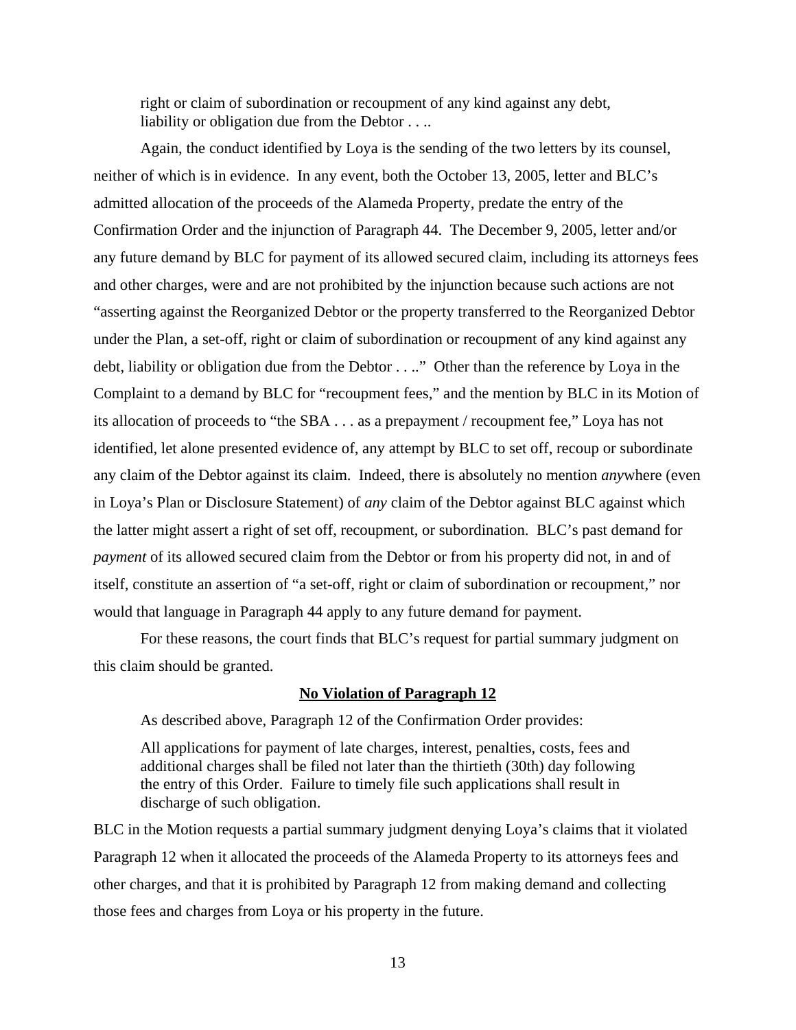> right or claim of subordination or recoupment of any kind against any debt, liability or obligation due from the Debtor . . ..

Again, the conduct identified by Loya is the sending of the two letters by its counsel, neither of which is in evidence. In any event, both the October 13, 2005, letter and BLC's admitted allocation of the proceeds of the Alameda Property, predate the entry of the Confirmation Order and the injunction of Paragraph 44. The December 9, 2005, letter and/or any future demand by BLC for payment of its allowed secured claim, including its attorneys fees and other charges, were and are not prohibited by the injunction because such actions are not "asserting against the Reorganized Debtor or the property transferred to the Reorganized Debtor under the Plan, a set-off, right or claim of subordination or recoupment of any kind against any debt, liability or obligation due from the Debtor . . .." Other than the reference by Loya in the Complaint to a demand by BLC for "recoupment fees," and the mention by BLC in its Motion of its allocation of proceeds to "the SBA . . . as a prepayment / recoupment fee," Loya has not identified, let alone presented evidence of, any attempt by BLC to set off, recoup or subordinate any claim of the Debtor against its claim. Indeed, there is absolutely no mention *any*where (even in Loya's Plan or Disclosure Statement) of *any* claim of the Debtor against BLC against which the latter might assert a right of set off, recoupment, or subordination. BLC's past demand for *payment* of its allowed secured claim from the Debtor or from his property did not, in and of itself, constitute an assertion of "a set-off, right or claim of subordination or recoupment," nor would that language in Paragraph 44 apply to any future demand for payment.

For these reasons, the court finds that BLC's request for partial summary judgment on this claim should be granted.

**No Violation of Paragraph 12**

As described above, Paragraph 12 of the Confirmation Order provides:

> All applications for payment of late charges, interest, penalties, costs, fees and additional charges shall be filed not later than the thirtieth (30th) day following the entry of this Order. Failure to timely file such applications shall result in discharge of such obligation.

BLC in the Motion requests a partial summary judgment denying Loya's claims that it violated Paragraph 12 when it allocated the proceeds of the Alameda Property to its attorneys fees and other charges, and that it is prohibited by Paragraph 12 from making demand and collecting those fees and charges from Loya or his property in the future.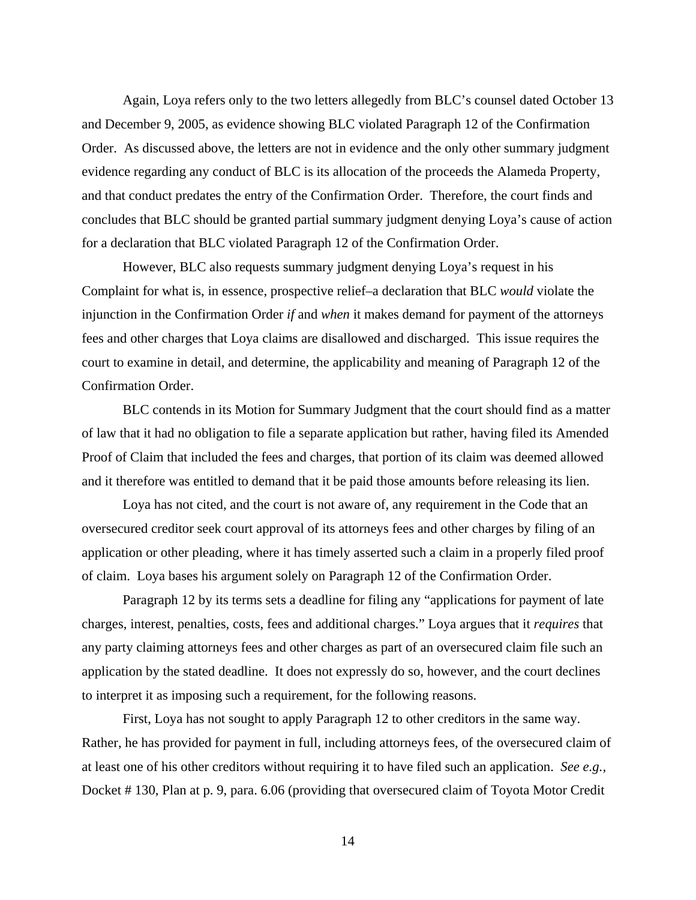Again, Loya refers only to the two letters allegedly from BLC's counsel dated October 13 and December 9, 2005, as evidence showing BLC violated Paragraph 12 of the Confirmation Order. As discussed above, the letters are not in evidence and the only other summary judgment evidence regarding any conduct of BLC is its allocation of the proceeds the Alameda Property, and that conduct predates the entry of the Confirmation Order. Therefore, the court finds and concludes that BLC should be granted partial summary judgment denying Loya's cause of action for a declaration that BLC violated Paragraph 12 of the Confirmation Order.

However, BLC also requests summary judgment denying Loya's request in his Complaint for what is, in essence, prospective relief–a declaration that BLC *would* violate the injunction in the Confirmation Order *if* and *when* it makes demand for payment of the attorneys fees and other charges that Loya claims are disallowed and discharged. This issue requires the court to examine in detail, and determine, the applicability and meaning of Paragraph 12 of the Confirmation Order.

BLC contends in its Motion for Summary Judgment that the court should find as a matter of law that it had no obligation to file a separate application but rather, having filed its Amended Proof of Claim that included the fees and charges, that portion of its claim was deemed allowed and it therefore was entitled to demand that it be paid those amounts before releasing its lien.

Loya has not cited, and the court is not aware of, any requirement in the Code that an oversecured creditor seek court approval of its attorneys fees and other charges by filing of an application or other pleading, where it has timely asserted such a claim in a properly filed proof of claim. Loya bases his argument solely on Paragraph 12 of the Confirmation Order.

Paragraph 12 by its terms sets a deadline for filing any "applications for payment of late charges, interest, penalties, costs, fees and additional charges." Loya argues that it *requires* that any party claiming attorneys fees and other charges as part of an oversecured claim file such an application by the stated deadline. It does not expressly do so, however, and the court declines to interpret it as imposing such a requirement, for the following reasons.

First, Loya has not sought to apply Paragraph 12 to other creditors in the same way. Rather, he has provided for payment in full, including attorneys fees, of the oversecured claim of at least one of his other creditors without requiring it to have filed such an application. *See e.g.,* Docket # 130, Plan at p. 9, para. 6.06 (providing that oversecured claim of Toyota Motor Credit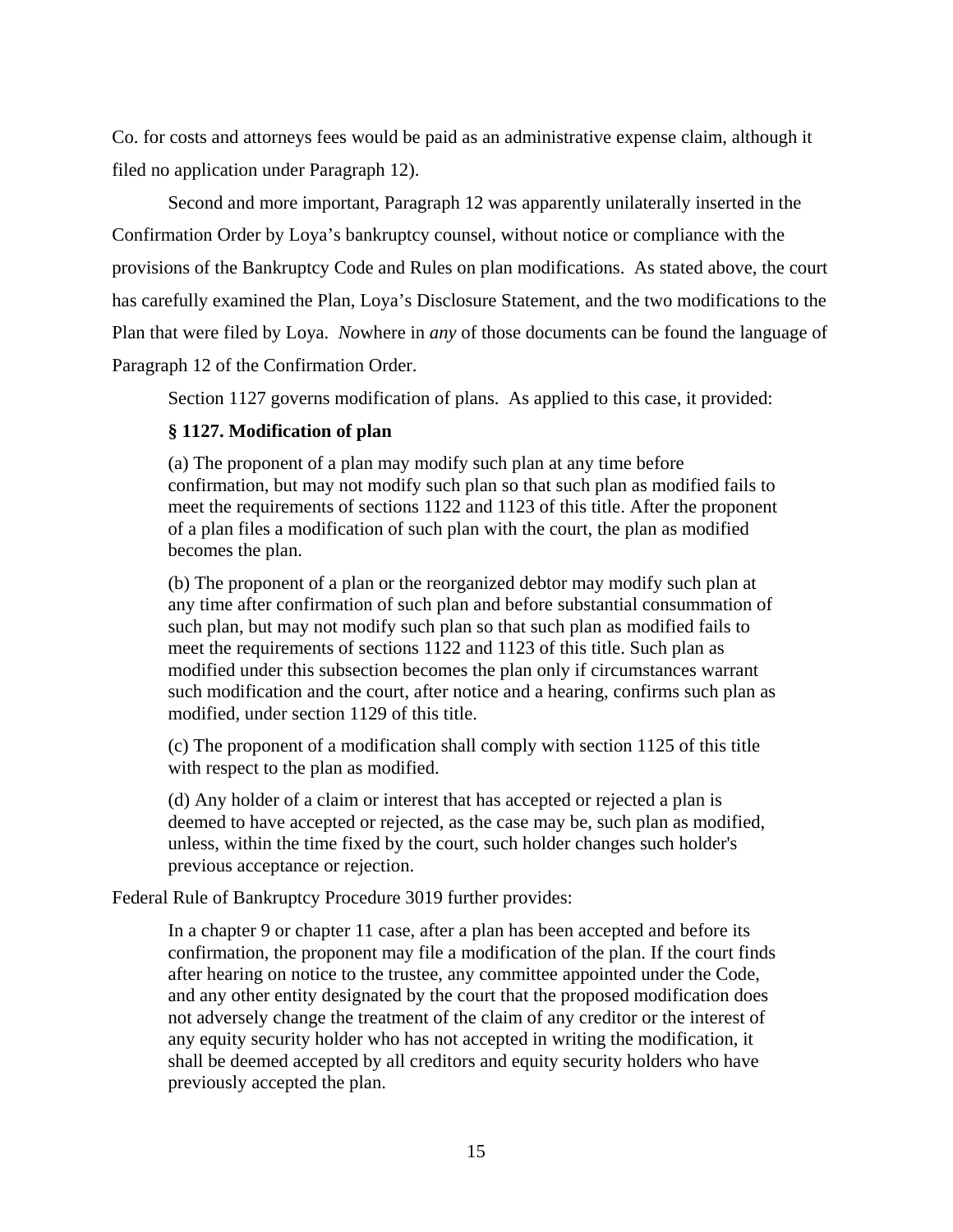Co. for costs and attorneys fees would be paid as an administrative expense claim, although it filed no application under Paragraph 12).

Second and more important, Paragraph 12 was apparently unilaterally inserted in the Confirmation Order by Loya's bankruptcy counsel, without notice or compliance with the provisions of the Bankruptcy Code and Rules on plan modifications. As stated above, the court has carefully examined the Plan, Loya's Disclosure Statement, and the two modifications to the Plan that were filed by Loya. *No*where in *any* of those documents can be found the language of Paragraph 12 of the Confirmation Order.

Section 1127 governs modification of plans. As applied to this case, it provided:

> **§ 1127. Modification of plan**
>
> (a) The proponent of a plan may modify such plan at any time before confirmation, but may not modify such plan so that such plan as modified fails to meet the requirements of sections 1122 and 1123 of this title. After the proponent of a plan files a modification of such plan with the court, the plan as modified becomes the plan.
>
> (b) The proponent of a plan or the reorganized debtor may modify such plan at any time after confirmation of such plan and before substantial consummation of such plan, but may not modify such plan so that such plan as modified fails to meet the requirements of sections 1122 and 1123 of this title. Such plan as modified under this subsection becomes the plan only if circumstances warrant such modification and the court, after notice and a hearing, confirms such plan as modified, under section 1129 of this title.
>
> (c) The proponent of a modification shall comply with section 1125 of this title with respect to the plan as modified.
>
> (d) Any holder of a claim or interest that has accepted or rejected a plan is deemed to have accepted or rejected, as the case may be, such plan as modified, unless, within the time fixed by the court, such holder changes such holder's previous acceptance or rejection.

Federal Rule of Bankruptcy Procedure 3019 further provides:

> In a chapter 9 or chapter 11 case, after a plan has been accepted and before its confirmation, the proponent may file a modification of the plan. If the court finds after hearing on notice to the trustee, any committee appointed under the Code, and any other entity designated by the court that the proposed modification does not adversely change the treatment of the claim of any creditor or the interest of any equity security holder who has not accepted in writing the modification, it shall be deemed accepted by all creditors and equity security holders who have previously accepted the plan.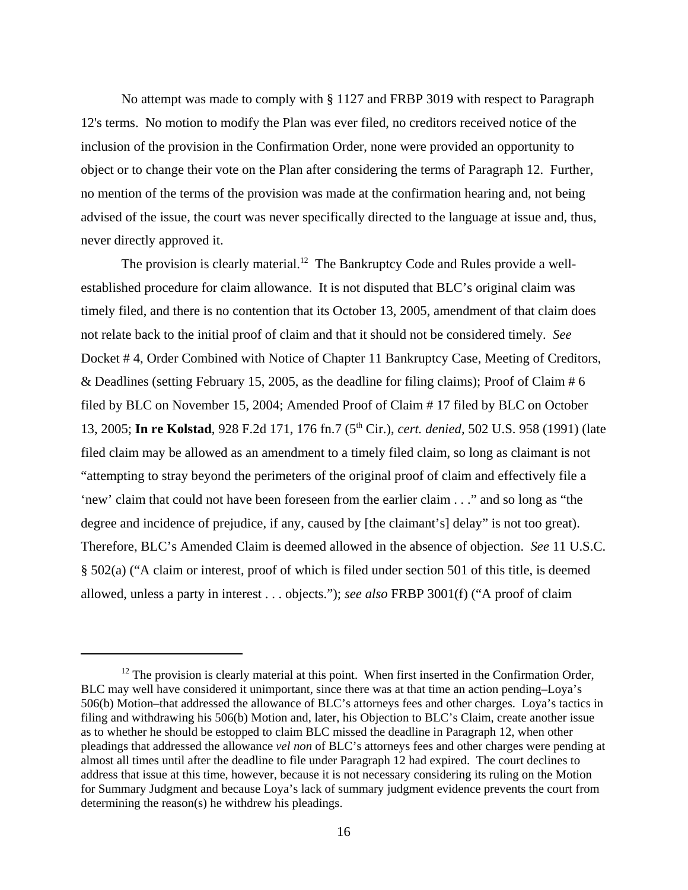No attempt was made to comply with § 1127 and FRBP 3019 with respect to Paragraph 12's terms. No motion to modify the Plan was ever filed, no creditors received notice of the inclusion of the provision in the Confirmation Order, none were provided an opportunity to object or to change their vote on the Plan after considering the terms of Paragraph 12. Further, no mention of the terms of the provision was made at the confirmation hearing and, not being advised of the issue, the court was never specifically directed to the language at issue and, thus, never directly approved it.

The provision is clearly material.[12] The Bankruptcy Code and Rules provide a well-established procedure for claim allowance. It is not disputed that BLC's original claim was timely filed, and there is no contention that its October 13, 2005, amendment of that claim does not relate back to the initial proof of claim and that it should not be considered timely. *See* Docket # 4, Order Combined with Notice of Chapter 11 Bankruptcy Case, Meeting of Creditors, & Deadlines (setting February 15, 2005, as the deadline for filing claims); Proof of Claim # 6 filed by BLC on November 15, 2004; Amended Proof of Claim # 17 filed by BLC on October 13, 2005; **In re Kolstad**, 928 F.2d 171, 176 fn.7 (5th Cir.), *cert. denied*, 502 U.S. 958 (1991) (late filed claim may be allowed as an amendment to a timely filed claim, so long as claimant is not "attempting to stray beyond the perimeters of the original proof of claim and effectively file a 'new' claim that could not have been foreseen from the earlier claim . . ." and so long as "the degree and incidence of prejudice, if any, caused by [the claimant's] delay" is not too great). Therefore, BLC's Amended Claim is deemed allowed in the absence of objection. *See* 11 U.S.C. § 502(a) ("A claim or interest, proof of which is filed under section 501 of this title, is deemed allowed, unless a party in interest . . . objects."); *see also* FRBP 3001(f) ("A proof of claim

---

[12] The provision is clearly material at this point. When first inserted in the Confirmation Order, BLC may well have considered it unimportant, since there was at that time an action pending–Loya's 506(b) Motion–that addressed the allowance of BLC's attorneys fees and other charges. Loya's tactics in filing and withdrawing his 506(b) Motion and, later, his Objection to BLC's Claim, create another issue as to whether he should be estopped to claim BLC missed the deadline in Paragraph 12, when other pleadings that addressed the allowance *vel non* of BLC's attorneys fees and other charges were pending at almost all times until after the deadline to file under Paragraph 12 had expired. The court declines to address that issue at this time, however, because it is not necessary considering its ruling on the Motion for Summary Judgment and because Loya's lack of summary judgment evidence prevents the court from determining the reason(s) he withdrew his pleadings.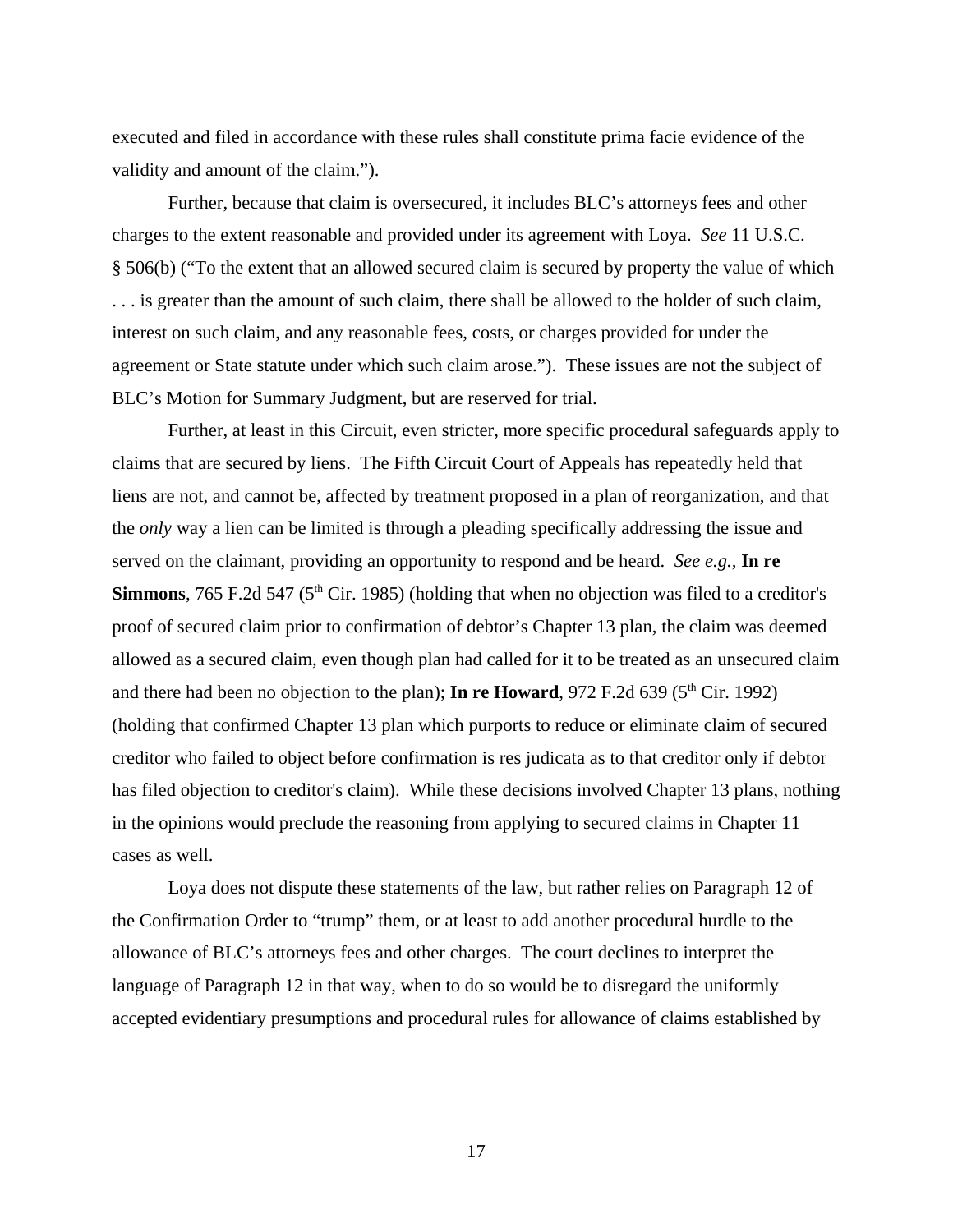executed and filed in accordance with these rules shall constitute prima facie evidence of the validity and amount of the claim.").

Further, because that claim is oversecured, it includes BLC's attorneys fees and other charges to the extent reasonable and provided under its agreement with Loya. *See* 11 U.S.C. § 506(b) ("To the extent that an allowed secured claim is secured by property the value of which . . . is greater than the amount of such claim, there shall be allowed to the holder of such claim, interest on such claim, and any reasonable fees, costs, or charges provided for under the agreement or State statute under which such claim arose."). These issues are not the subject of BLC's Motion for Summary Judgment, but are reserved for trial.

Further, at least in this Circuit, even stricter, more specific procedural safeguards apply to claims that are secured by liens. The Fifth Circuit Court of Appeals has repeatedly held that liens are not, and cannot be, affected by treatment proposed in a plan of reorganization, and that the *only* way a lien can be limited is through a pleading specifically addressing the issue and served on the claimant, providing an opportunity to respond and be heard. *See e.g.,* **In re Simmons**, 765 F.2d 547 (5th Cir. 1985) (holding that when no objection was filed to a creditor's proof of secured claim prior to confirmation of debtor's Chapter 13 plan, the claim was deemed allowed as a secured claim, even though plan had called for it to be treated as an unsecured claim and there had been no objection to the plan); **In re Howard**, 972 F.2d 639 (5th Cir. 1992) (holding that confirmed Chapter 13 plan which purports to reduce or eliminate claim of secured creditor who failed to object before confirmation is res judicata as to that creditor only if debtor has filed objection to creditor's claim). While these decisions involved Chapter 13 plans, nothing in the opinions would preclude the reasoning from applying to secured claims in Chapter 11 cases as well.

Loya does not dispute these statements of the law, but rather relies on Paragraph 12 of the Confirmation Order to "trump" them, or at least to add another procedural hurdle to the allowance of BLC's attorneys fees and other charges. The court declines to interpret the language of Paragraph 12 in that way, when to do so would be to disregard the uniformly accepted evidentiary presumptions and procedural rules for allowance of claims established by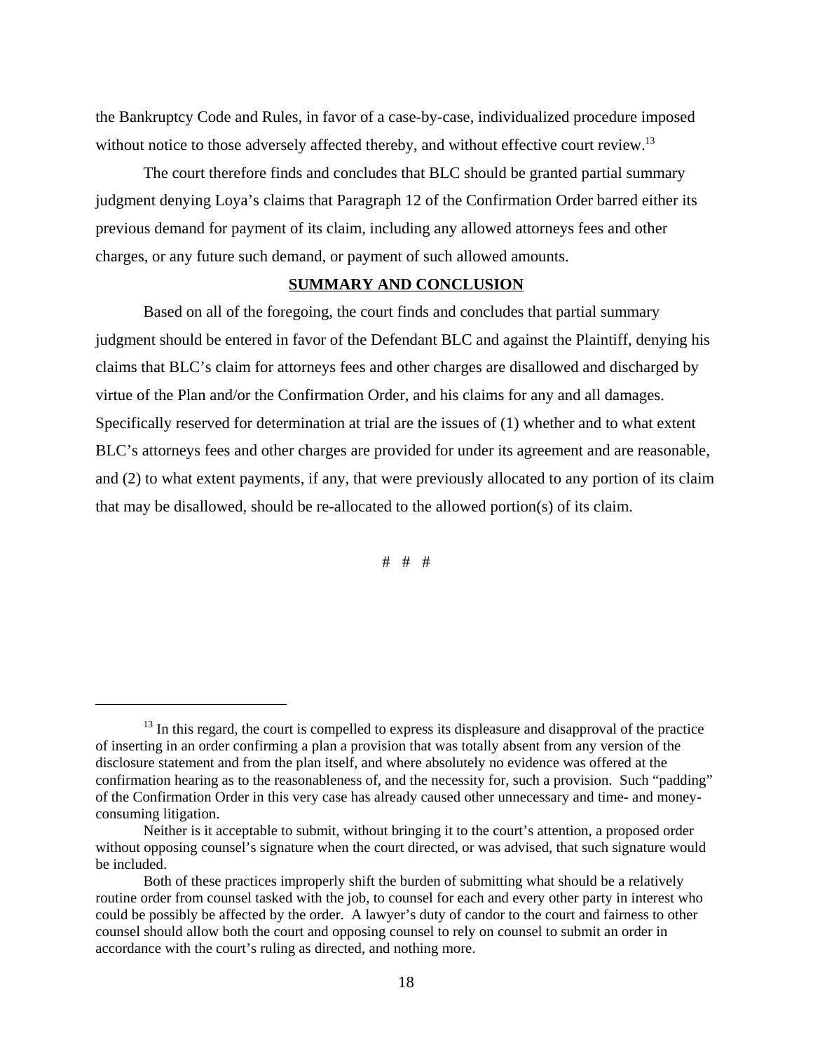the Bankruptcy Code and Rules, in favor of a case-by-case, individualized procedure imposed without notice to those adversely affected thereby, and without effective court review.[13]

The court therefore finds and concludes that BLC should be granted partial summary judgment denying Loya's claims that Paragraph 12 of the Confirmation Order barred either its previous demand for payment of its claim, including any allowed attorneys fees and other charges, or any future such demand, or payment of such allowed amounts.

## SUMMARY AND CONCLUSION

Based on all of the foregoing, the court finds and concludes that partial summary judgment should be entered in favor of the Defendant BLC and against the Plaintiff, denying his claims that BLC's claim for attorneys fees and other charges are disallowed and discharged by virtue of the Plan and/or the Confirmation Order, and his claims for any and all damages. Specifically reserved for determination at trial are the issues of (1) whether and to what extent BLC's attorneys fees and other charges are provided for under its agreement and are reasonable, and (2) to what extent payments, if any, that were previously allocated to any portion of its claim that may be disallowed, should be re-allocated to the allowed portion(s) of its claim.

# # #

---

[13] In this regard, the court is compelled to express its displeasure and disapproval of the practice of inserting in an order confirming a plan a provision that was totally absent from any version of the disclosure statement and from the plan itself, and where absolutely no evidence was offered at the confirmation hearing as to the reasonableness of, and the necessity for, such a provision. Such "padding" of the Confirmation Order in this very case has already caused other unnecessary and time- and money-consuming litigation.

Neither is it acceptable to submit, without bringing it to the court's attention, a proposed order without opposing counsel's signature when the court directed, or was advised, that such signature would be included.

Both of these practices improperly shift the burden of submitting what should be a relatively routine order from counsel tasked with the job, to counsel for each and every other party in interest who could be possibly be affected by the order. A lawyer's duty of candor to the court and fairness to other counsel should allow both the court and opposing counsel to rely on counsel to submit an order in accordance with the court's ruling as directed, and nothing more.